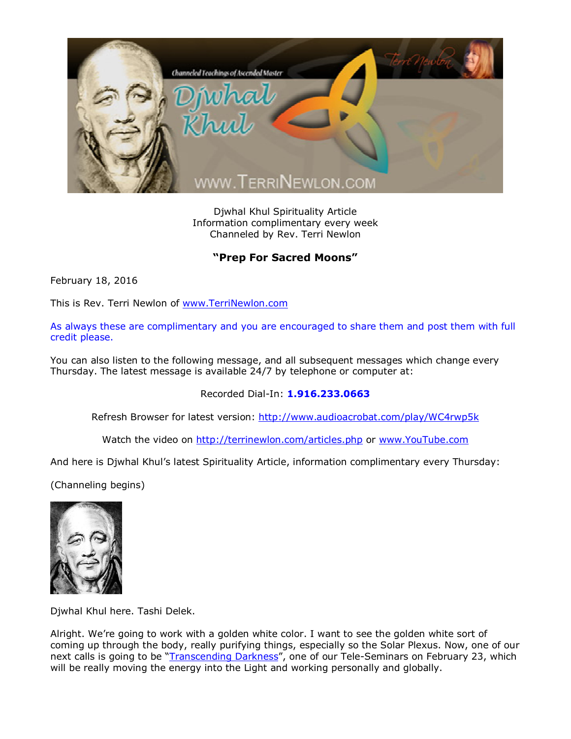Djwhal Khul Spirituality Article
Information complimentary every week
Channeled by Rev. Terri Newlon

## "Prep For Sacred Moons"

February 18, 2016

This is Rev. Terri Newlon of www.TerriNewlon.com

As always these are complimentary and you are encouraged to share them and post them with full credit please.

You can also listen to the following message, and all subsequent messages which change every Thursday. The latest message is available 24/7 by telephone or computer at:

Recorded Dial-In: **1.916.233.0663**

Refresh Browser for latest version: http://www.audioacrobat.com/play/WC4rwp5k

Watch the video on http://terrinewlon.com/articles.php or www.YouTube.com

And here is Djwhal Khul's latest Spirituality Article, information complimentary every Thursday:

(Channeling begins)

Djwhal Khul here. Tashi Delek.

Alright. We're going to work with a golden white color. I want to see the golden white sort of coming up through the body, really purifying things, especially so the Solar Plexus. Now, one of our next calls is going to be "Transcending Darkness", one of our Tele-Seminars on February 23, which will be really moving the energy into the Light and working personally and globally.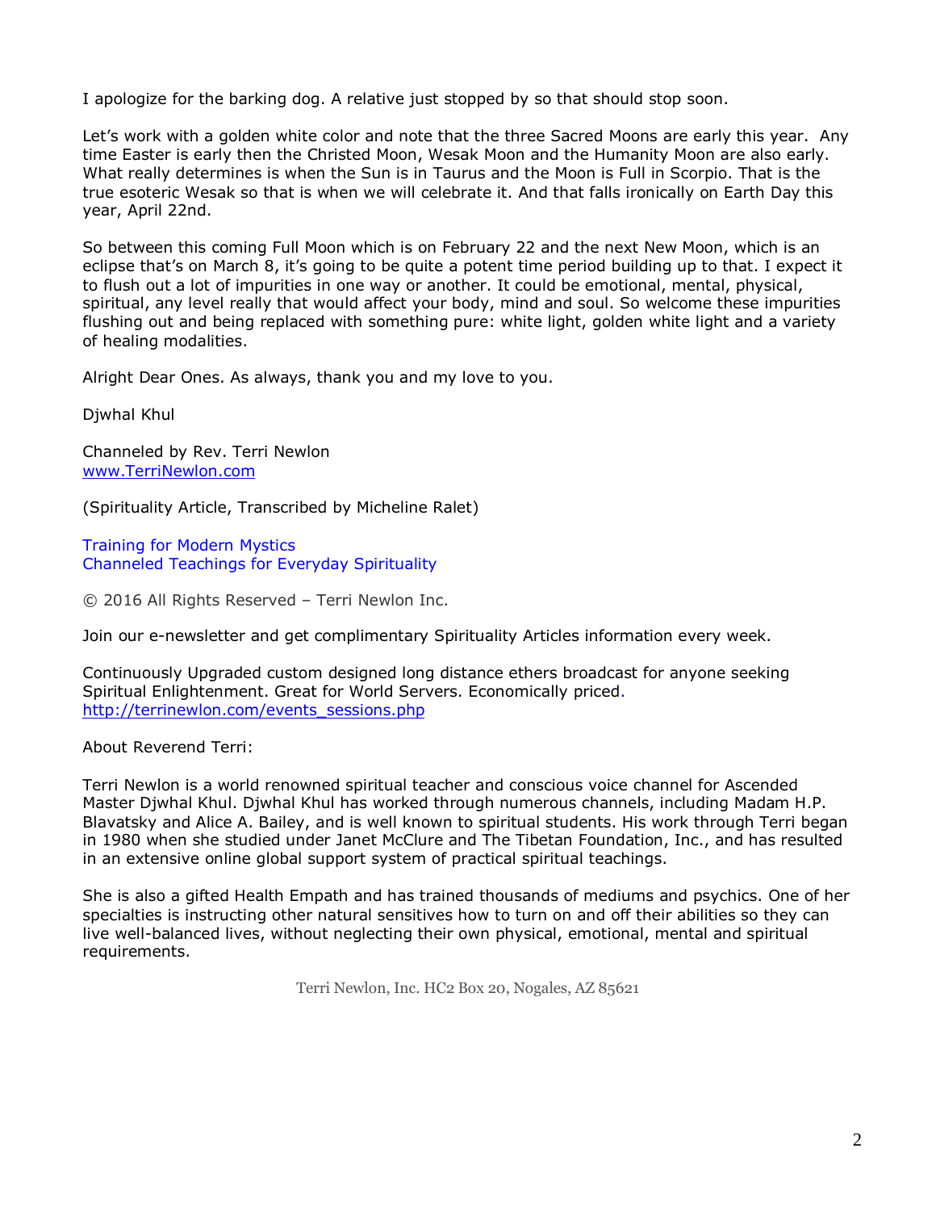I apologize for the barking dog. A relative just stopped by so that should stop soon.

Let's work with a golden white color and note that the three Sacred Moons are early this year. Any time Easter is early then the Christed Moon, Wesak Moon and the Humanity Moon are also early. What really determines is when the Sun is in Taurus and the Moon is Full in Scorpio. That is the true esoteric Wesak so that is when we will celebrate it. And that falls ironically on Earth Day this year, April 22nd.

So between this coming Full Moon which is on February 22 and the next New Moon, which is an eclipse that's on March 8, it's going to be quite a potent time period building up to that. I expect it to flush out a lot of impurities in one way or another. It could be emotional, mental, physical, spiritual, any level really that would affect your body, mind and soul. So welcome these impurities flushing out and being replaced with something pure: white light, golden white light and a variety of healing modalities.

Alright Dear Ones. As always, thank you and my love to you.

Djwhal Khul

Channeled by Rev. Terri Newlon
www.TerriNewlon.com

(Spirituality Article, Transcribed by Micheline Ralet)

Training for Modern Mystics
Channeled Teachings for Everyday Spirituality

© 2016 All Rights Reserved – Terri Newlon Inc.

Join our e-newsletter and get complimentary Spirituality Articles information every week.

Continuously Upgraded custom designed long distance ethers broadcast for anyone seeking Spiritual Enlightenment. Great for World Servers. Economically priced.
http://terrinewlon.com/events_sessions.php

About Reverend Terri:

Terri Newlon is a world renowned spiritual teacher and conscious voice channel for Ascended Master Djwhal Khul. Djwhal Khul has worked through numerous channels, including Madam H.P. Blavatsky and Alice A. Bailey, and is well known to spiritual students. His work through Terri began in 1980 when she studied under Janet McClure and The Tibetan Foundation, Inc., and has resulted in an extensive online global support system of practical spiritual teachings.

She is also a gifted Health Empath and has trained thousands of mediums and psychics. One of her specialties is instructing other natural sensitives how to turn on and off their abilities so they can live well-balanced lives, without neglecting their own physical, emotional, mental and spiritual requirements.

Terri Newlon, Inc. HC2 Box 20, Nogales, AZ 85621